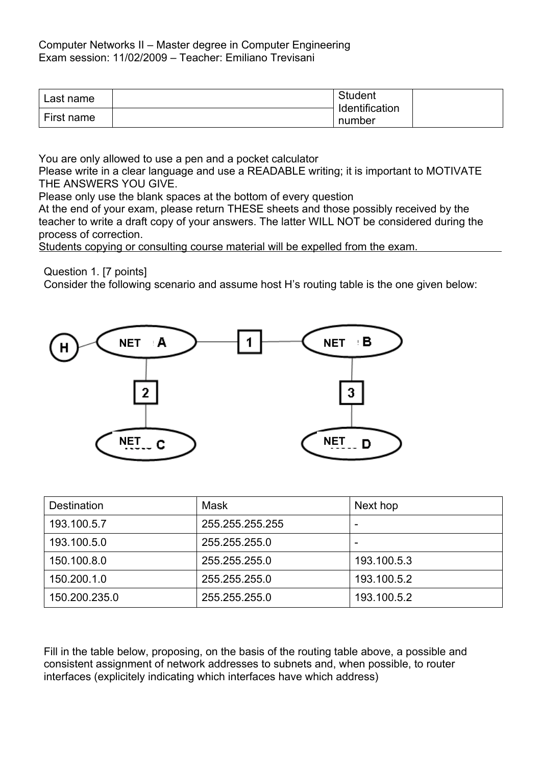Computer Networks II – Master degree in Computer Engineering
Exam session: 11/02/2009 – Teacher: Emiliano Trevisani

| Last name | | Student Identification number | |
|---|---|---|---|
| First name | | | |

You are only allowed to use a pen and a pocket calculator
Please write in a clear language and use a READABLE writing; it is important to MOTIVATE THE ANSWERS YOU GIVE.
Please only use the blank spaces at the bottom of every question
At the end of your exam, please return THESE sheets and those possibly received by the teacher to write a draft copy of your answers. The latter WILL NOT be considered during the process of correction.
Students copying or consulting course material will be expelled from the exam.

Question 1. [7 points]
Consider the following scenario and assume host H's routing table is the one given below:

H — NET A — 1 — NET B
NET A — 2 — NET C
NET B — 3 — NET D

| Destination | Mask | Next hop |
|---|---|---|
| 193.100.5.7 | 255.255.255.255 | - |
| 193.100.5.0 | 255.255.255.0 | - |
| 150.100.8.0 | 255.255.255.0 | 193.100.5.3 |
| 150.200.1.0 | 255.255.255.0 | 193.100.5.2 |
| 150.200.235.0 | 255.255.255.0 | 193.100.5.2 |

Fill in the table below, proposing, on the basis of the routing table above, a possible and consistent assignment of network addresses to subnets and, when possible, to router interfaces (explicitely indicating which interfaces have which address)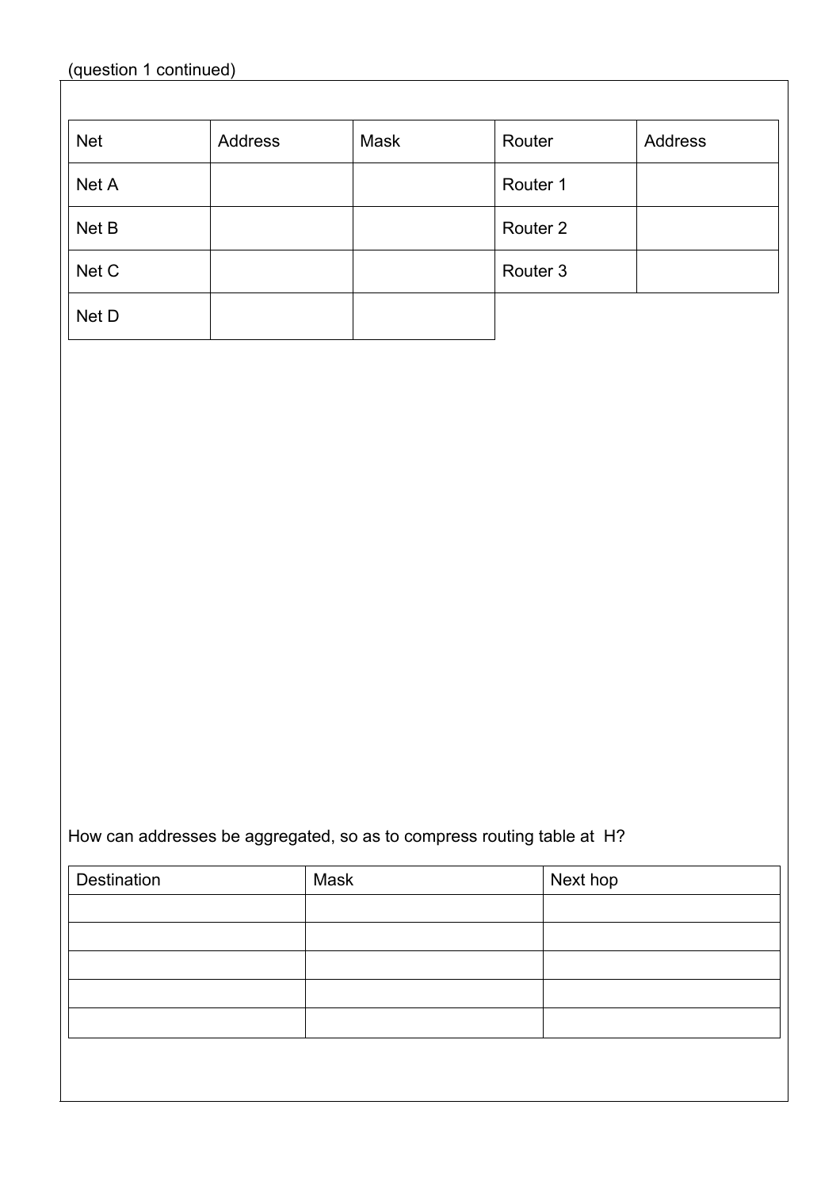(question 1 continued)

| Net | Address | Mask | Router | Address |
|---|---|---|---|---|
| Net A | | | Router 1 | |
| Net B | | | Router 2 | |
| Net C | | | Router 3 | |
| Net D | | | | |

How can addresses be aggregated, so as to compress routing table at H?

| Destination | Mask | Next hop |
|---|---|---|
| | | |
| | | |
| | | |
| | | |
| | | |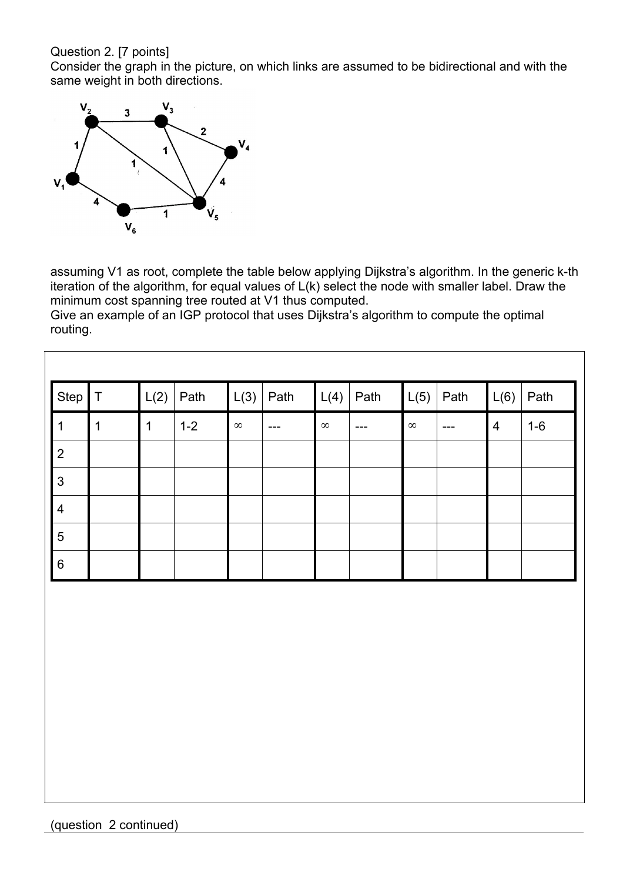Question 2. [7 points]

Consider the graph in the picture, on which links are assumed to be bidirectional and with the same weight in both directions.

assuming V1 as root, complete the table below applying Dijkstra's algorithm. In the generic k-th iteration of the algorithm, for equal values of L(k) select the node with smaller label. Draw the minimum cost spanning tree routed at V1 thus computed.

Give an example of an IGP protocol that uses Dijkstra's algorithm to compute the optimal routing.

| Step | T | L(2) | Path | L(3) | Path | L(4) | Path | L(5) | Path | L(6) | Path |
|---|---|---|---|---|---|---|---|---|---|---|---|
| 1 | 1 | 1 | 1-2 | ∞ | --- | ∞ | --- | ∞ | --- | 4 | 1-6 |
| 2 | | | | | | | | | | | |
| 3 | | | | | | | | | | | |
| 4 | | | | | | | | | | | |
| 5 | | | | | | | | | | | |
| 6 | | | | | | | | | | | |

(question 2 continued)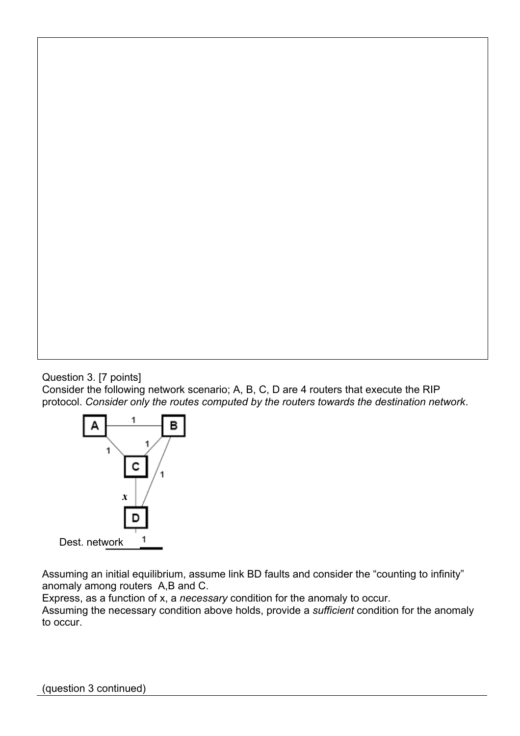Question 3. [7 points]

Consider the following network scenario; A, B, C, D are 4 routers that execute the RIP protocol. *Consider only the routes computed by the routers towards the destination network*.

Assuming an initial equilibrium, assume link BD faults and consider the “counting to infinity” anomaly among routers A,B and C.

Express, as a function of x, a *necessary* condition for the anomaly to occur.

Assuming the necessary condition above holds, provide a *sufficient* condition for the anomaly to occur.

(question 3 continued)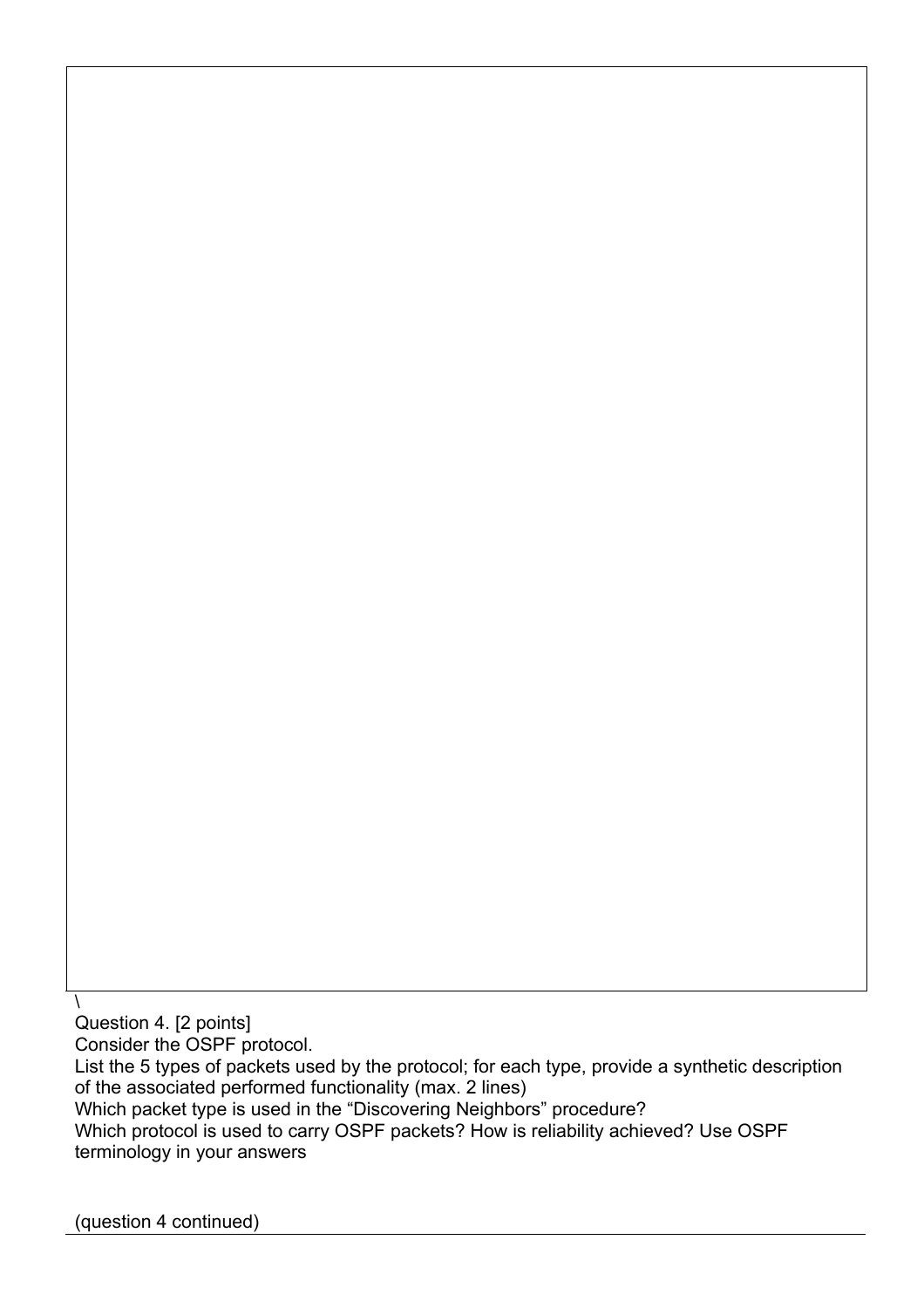\

Question 4. [2 points]

Consider the OSPF protocol.

List the 5 types of packets used by the protocol; for each type, provide a synthetic description of the associated performed functionality (max. 2 lines)

Which packet type is used in the "Discovering Neighbors" procedure?

Which protocol is used to carry OSPF packets? How is reliability achieved? Use OSPF terminology in your answers

(question 4 continued)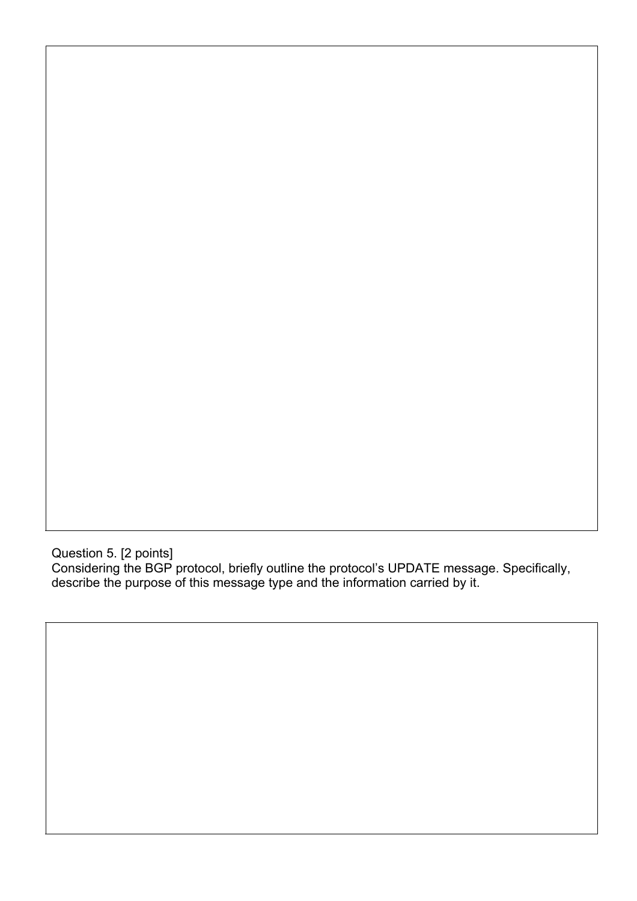Question 5. [2 points]
Considering the BGP protocol, briefly outline the protocol's UPDATE message. Specifically, describe the purpose of this message type and the information carried by it.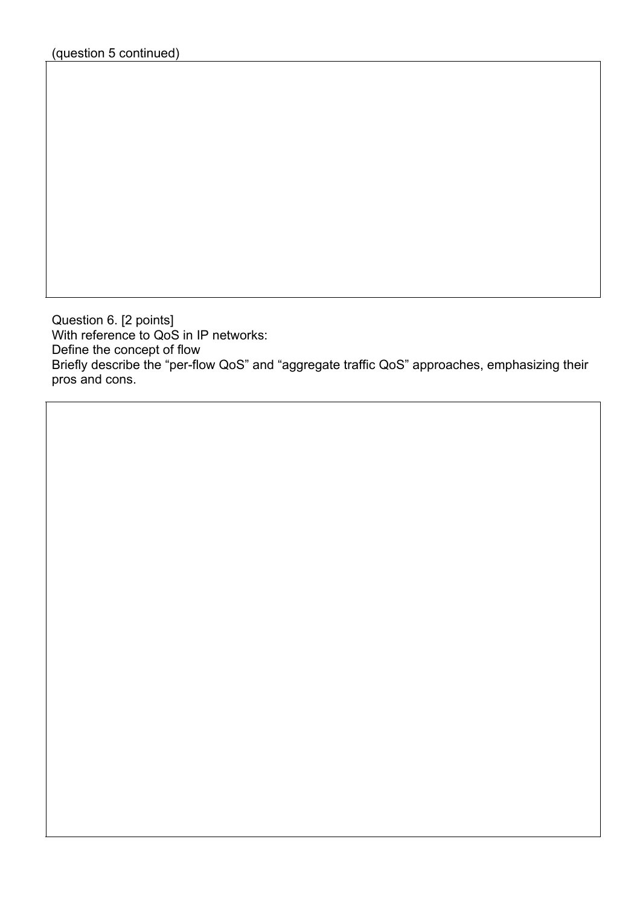(question 5 continued)

Question 6. [2 points]
With reference to QoS in IP networks:
Define the concept of flow
Briefly describe the “per-flow QoS” and “aggregate traffic QoS” approaches, emphasizing their pros and cons.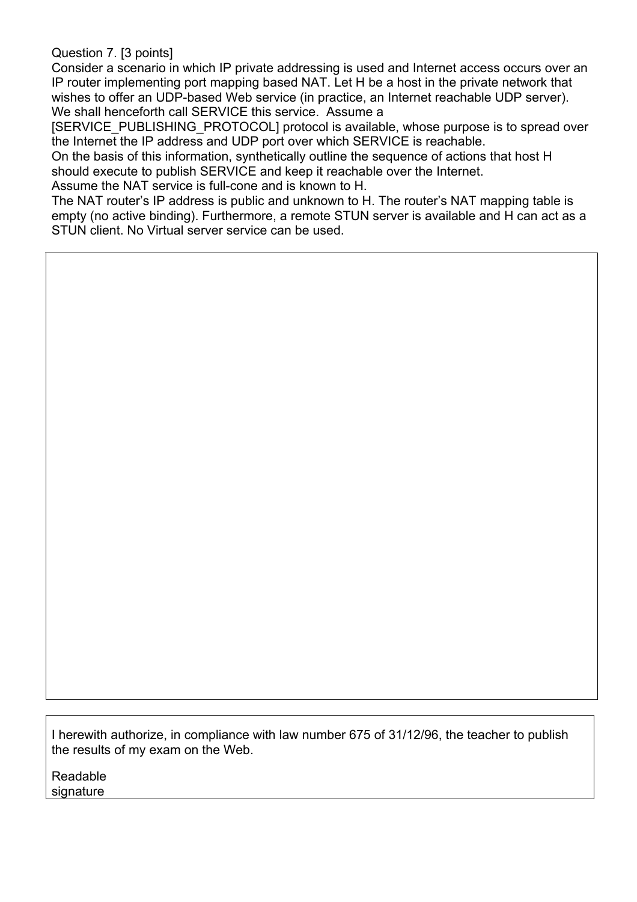Question 7. [3 points]

Consider a scenario in which IP private addressing is used and Internet access occurs over an IP router implementing port mapping based NAT. Let H be a host in the private network that wishes to offer an UDP-based Web service (in practice, an Internet reachable UDP server). We shall henceforth call SERVICE this service. Assume a [SERVICE_PUBLISHING_PROTOCOL] protocol is available, whose purpose is to spread over the Internet the IP address and UDP port over which SERVICE is reachable.

On the basis of this information, synthetically outline the sequence of actions that host H should execute to publish SERVICE and keep it reachable over the Internet.

Assume the NAT service is full-cone and is known to H.

The NAT router's IP address is public and unknown to H. The router's NAT mapping table is empty (no active binding). Furthermore, a remote STUN server is available and H can act as a STUN client. No Virtual server service can be used.

I herewith authorize, in compliance with law number 675 of 31/12/96, the teacher to publish the results of my exam on the Web.

Readable signature